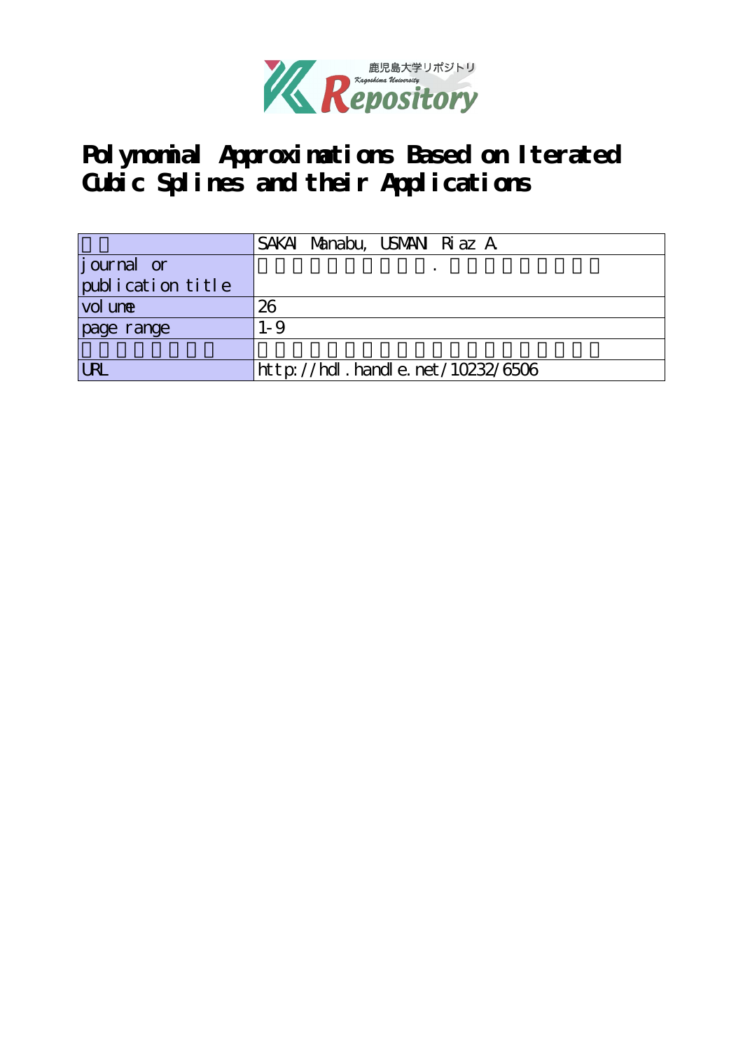# Polynomial Approximations Based on Iterated Cubic Splines and their Applications

| | |
|---|---|
| | SAKAI Manabu, USMANI Riaz A. |
| journal or publication title | . |
| volume | 26 |
| page range | 1-9 |
| | |
| URL | http://hdl.handle.net/10232/6506 |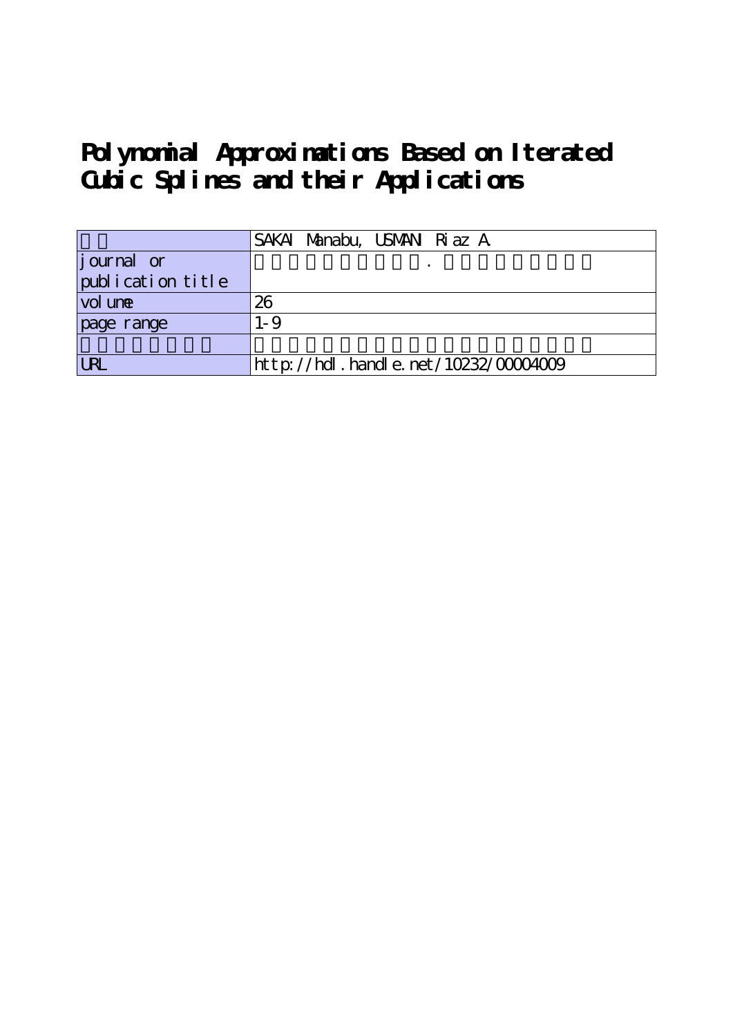# Polynomial Approximations Based on Iterated Cubic Splines and their Applications

| | SAKAI Manabu, USMANI Riaz A. |
|---|---|
| journal or publication title | |
| volume | 26 |
| page range | 1-9 |
| | |
| URL | http://hdl.handle.net/10232/00004009 |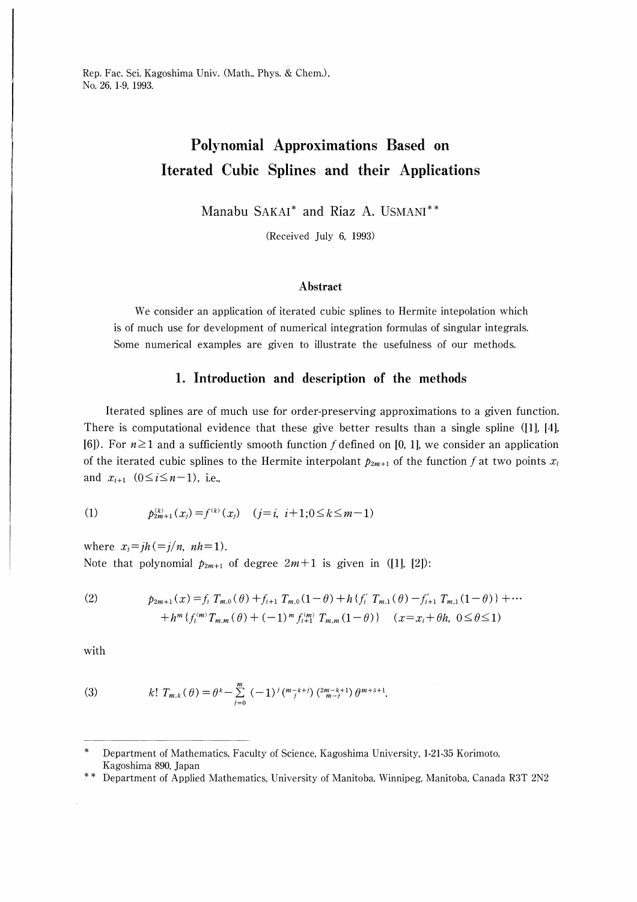Rep. Fac. Sci. Kagoshima Univ. (Math., Phys. & Chem.), No. 26, 1-9, 1993.

# Polynomial Approximations Based on Iterated Cubic Splines and their Applications

Manabu SAKAI* and Riaz A. USMANI**

(Received July 6, 1993)

### Abstract

We consider an application of iterated cubic splines to Hermite intepolation which is of much use for development of numerical integration formulas of singular integrals. Some numerical examples are given to illustrate the usefulness of our methods.

## 1. Introduction and description of the methods

Iterated splines are of much use for order-preserving approximations to a given function. There is computational evidence that these give better results than a single spline ([1], [4], [6]). For $n \geq 1$ and a sufficiently smooth function $f$ defined on $[0, 1]$, we consider an application of the iterated cubic splines to the Hermite interpolant $p_{2m+1}$ of the function $f$ at two points $x_i$ and $x_{i+1}$ $(0 \leq i \leq n-1)$, i.e.,

$$(1) \qquad p_{2m+1}^{(k)}(x_j) = f^{(k)}(x_j) \quad (j = i,\ i+1; 0 \leq k \leq m-1)$$

where $x_j = jh (= j/n,\ nh = 1)$.
Note that polynomial $p_{2m+1}$ of degree $2m+1$ is given in ([1], [2]):

$$(2) \qquad \begin{aligned} p_{2m+1}(x) &= f_i\, T_{m,0}(\theta) + f_{i+1}\, T_{m,0}(1-\theta) + h\{f_i'\, T_{m,1}(\theta) - f_{i+1}'\, T_{m,1}(1-\theta)\} + \cdots \\ &+ h^m \{f_i^{(m)} T_{m,m}(\theta) + (-1)^m f_{i+1}^{(m)}\, T_{m,m}(1-\theta)\} \quad (x = x_i + \theta h,\ 0 \leq \theta \leq 1) \end{aligned}$$

with

$$(3) \qquad k!\, T_{m,k}(\theta) = \theta^k - \sum_{j=0}^{m} (-1)^j \binom{m-k+j}{j} \binom{2m-k+1}{m-j} \theta^{m+s+1}.$$

---

\* Department of Mathematics, Faculty of Science, Kagoshima University, 1-21-35 Korimoto, Kagoshima 890, Japan

\*\* Department of Applied Mathematics, University of Manitoba, Winnipeg, Manitoba, Canada R3T 2N2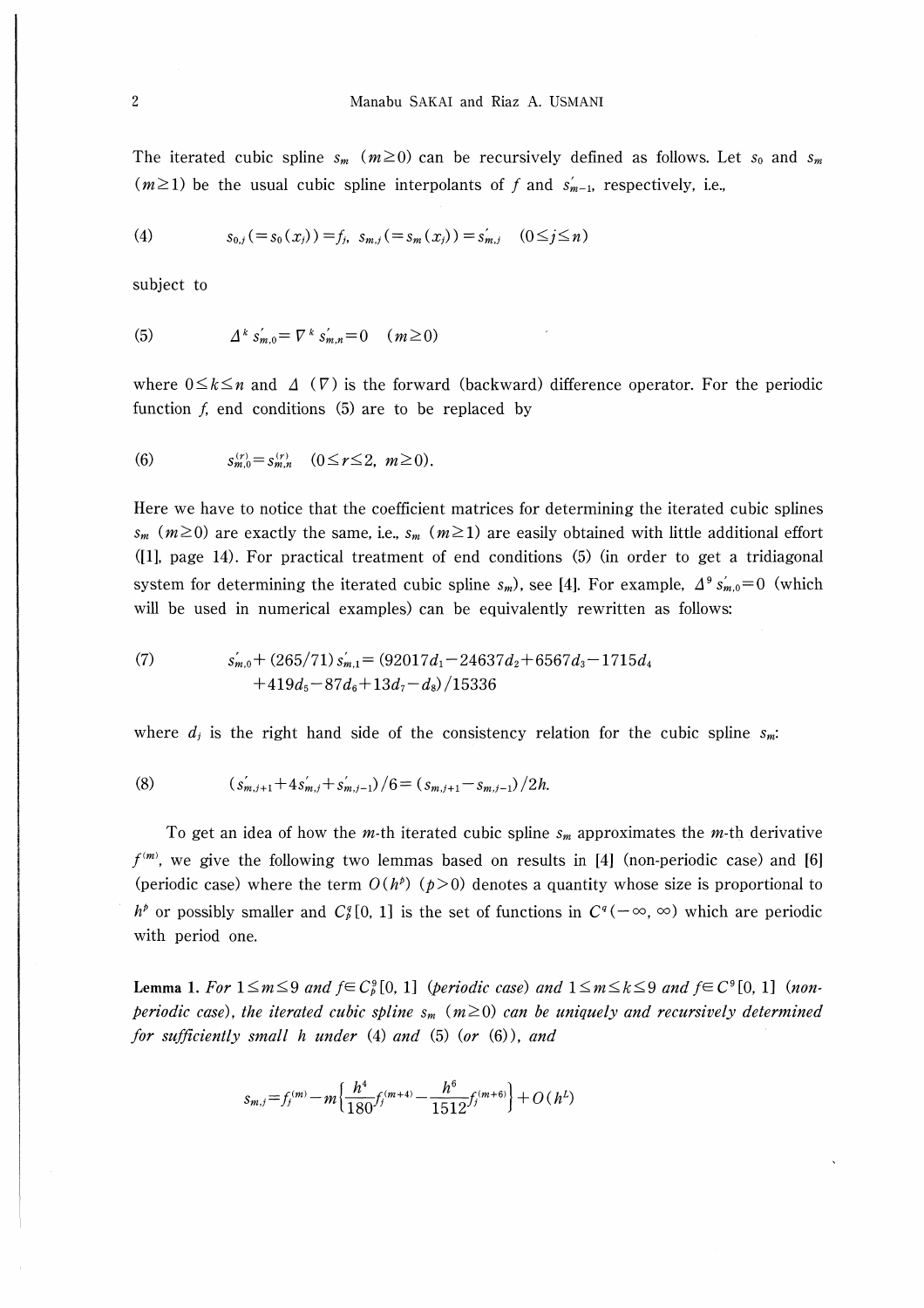The iterated cubic spline $s_m$ $(m \geq 0)$ can be recursively defined as follows. Let $s_0$ and $s_m$ $(m \geq 1)$ be the usual cubic spline interpolants of $f$ and $s'_{m-1}$, respectively, i.e.,

$$s_{0,j}(=s_0(x_j))=f_j,\quad s_{m,j}(=s_m(x_j))=s'_{m,j}\quad (0 \leq j \leq n) \tag{4}$$

subject to

$$\Delta^k s'_{m,0} = \nabla^k s'_{m,n} = 0 \quad (m \geq 0) \tag{5}$$

where $0 \leq k \leq n$ and $\Delta$ $(\nabla)$ is the forward (backward) difference operator. For the periodic function $f$, end conditions (5) are to be replaced by

$$s^{(r)}_{m,0} = s^{(r)}_{m,n} \quad (0 \leq r \leq 2,\ m \geq 0). \tag{6}$$

Here we have to notice that the coefficient matrices for determining the iterated cubic splines $s_m$ $(m \geq 0)$ are exactly the same, i.e., $s_m$ $(m \geq 1)$ are easily obtained with little additional effort ([1], page 14). For practical treatment of end conditions (5) (in order to get a tridiagonal system for determining the iterated cubic spline $s_m$), see [4]. For example, $\Delta^9 s'_{m,0}=0$ (which will be used in numerical examples) can be equivalently rewritten as follows:

$$s'_{m,0} + (265/71)s'_{m,1} = (92017d_1 - 24637d_2 + 6567d_3 - 1715d_4 + 419d_5 - 87d_6 + 13d_7 - d_8)/15336 \tag{7}$$

where $d_j$ is the right hand side of the consistency relation for the cubic spline $s_m$:

$$(s'_{m,j+1} + 4s'_{m,j} + s'_{m,j-1})/6 = (s_{m,j+1} - s_{m,j-1})/2h. \tag{8}$$

To get an idea of how the $m$-th iterated cubic spline $s_m$ approximates the $m$-th derivative $f^{(m)}$, we give the following two lemmas based on results in [4] (non-periodic case) and [6] (periodic case) where the term $O(h^p)$ $(p>0)$ denotes a quantity whose size is proportional to $h^p$ or possibly smaller and $C^q_p[0,1]$ is the set of functions in $C^q(-\infty,\infty)$ which are periodic with period one.

**Lemma 1.** *For $1 \leq m \leq 9$ and $f \in C^9_p[0,1]$ (periodic case) and $1 \leq m \leq k \leq 9$ and $f \in C^9[0,1]$ (non-periodic case), the iterated cubic spline $s_m$ $(m \geq 0)$ can be uniquely and recursively determined for sufficiently small $h$ under (4) and (5) (or (6)), and*

$$s_{m,j} = f^{(m)}_j - m\left\{\frac{h^4}{180}f^{(m+4)}_j - \frac{h^6}{1512}f^{(m+6)}_j\right\} + O(h^L)$$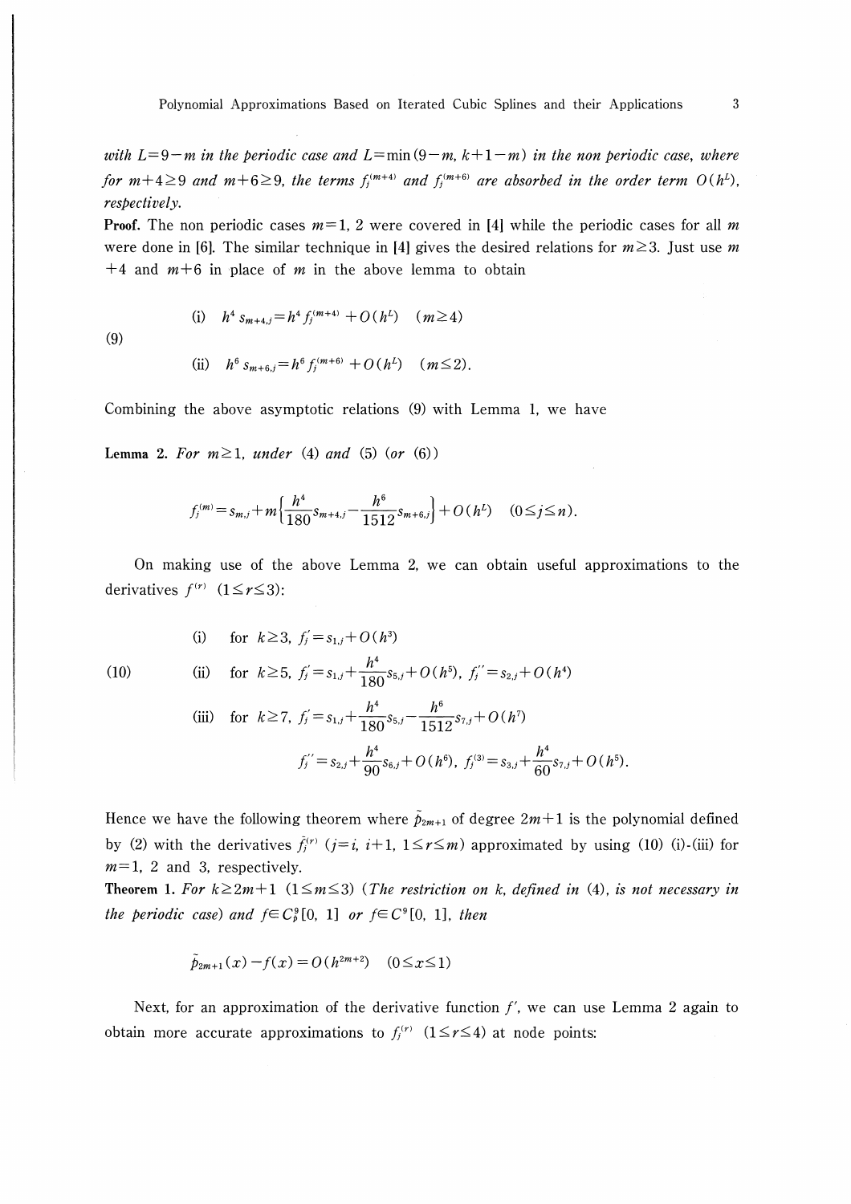*with $L=9-m$ in the periodic case and $L=\min(9-m,\ k+1-m)$ in the non periodic case, where for $m+4\geq 9$ and $m+6\geq 9$, the terms $f_j^{(m+4)}$ and $f_j^{(m+6)}$ are absorbed in the order term $O(h^L)$, respectively.*

**Proof.** The non periodic cases $m=1$, 2 were covered in [4] while the periodic cases for all $m$ were done in [6]. The similar technique in [4] gives the desired relations for $m\geq 3$. Just use $m+4$ and $m+6$ in place of $m$ in the above lemma to obtain

$$
(9)\qquad
\begin{aligned}
&\text{(i)}\quad h^4 s_{m+4,j}=h^4 f_j^{(m+4)}+O(h^L)\quad (m\geq 4)\\
&\text{(ii)}\quad h^6 s_{m+6,j}=h^6 f_j^{(m+6)}+O(h^L)\quad (m\leq 2).
\end{aligned}
$$

Combining the above asymptotic relations (9) with Lemma 1, we have

**Lemma 2.** *For $m\geq 1$, under* (4) *and* (5) (*or* (6))

$$
f_j^{(m)}=s_{m,j}+m\left\{\frac{h^4}{180}s_{m+4,j}-\frac{h^6}{1512}s_{m+6,j}\right\}+O(h^L)\quad (0\leq j\leq n).
$$

On making use of the above Lemma 2, we can obtain useful approximations to the derivatives $f^{(r)}$ $(1\leq r\leq 3)$:

$$
(10)\qquad
\begin{aligned}
&\text{(i)}\quad \text{for } k\geq 3,\ f_j'=s_{1,j}+O(h^3)\\
&\text{(ii)}\quad \text{for } k\geq 5,\ f_j'=s_{1,j}+\frac{h^4}{180}s_{5,j}+O(h^5),\ f_j''=s_{2,j}+O(h^4)\\
&\text{(iii)}\quad \text{for } k\geq 7,\ f_j'=s_{1,j}+\frac{h^4}{180}s_{5,j}-\frac{h^6}{1512}s_{7,j}+O(h^7)\\
&\qquad\qquad f_j''=s_{2,j}+\frac{h^4}{90}s_{6,j}+O(h^6),\ f_j^{(3)}=s_{3,j}+\frac{h^4}{60}s_{7,j}+O(h^5).
\end{aligned}
$$

Hence we have the following theorem where $\tilde{p}_{2m+1}$ of degree $2m+1$ is the polynomial defined by (2) with the derivatives $\tilde{f}_j^{(r)}$ $(j=i,\ i+1,\ 1\leq r\leq m)$ approximated by using (10) (i)-(iii) for $m=1$, 2 and 3, respectively.

**Theorem 1.** *For $k\geq 2m+1$ $(1\leq m\leq 3)$ (The restriction on $k$, defined in (4), is not necessary in the periodic case) and $f\in C_p^9[0,\ 1]$ or $f\in C^9[0,\ 1]$, then*

$$
\tilde{p}_{2m+1}(x)-f(x)=O(h^{2m+2})\quad (0\leq x\leq 1)
$$

Next, for an approximation of the derivative function $f'$, we can use Lemma 2 again to obtain more accurate approximations to $f_j^{(r)}$ $(1\leq r\leq 4)$ at node points: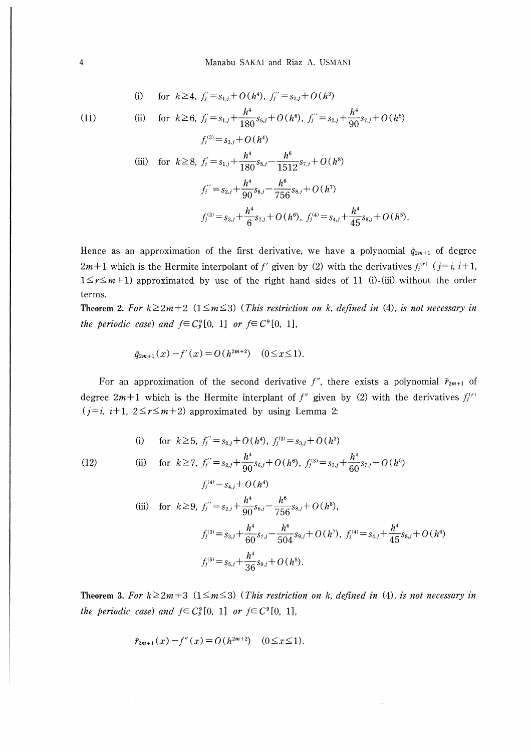$$
(11) \qquad
\begin{aligned}
&\text{(i)} \quad \text{for } k \geq 4,\ f_j' = s_{1,j} + O(h^4),\ f_j'' = s_{2,j} + O(h^3) \\
&\text{(ii)} \quad \text{for } k \geq 6,\ f_j' = s_{1,j} + \frac{h^4}{180} s_{5,j} + O(h^6),\ f_j'' = s_{2,j} + \frac{h^4}{90} s_{7,j} + O(h^5) \\
&\qquad f_j^{(3)} = s_{3,j} + O(h^4) \\
&\text{(iii)} \quad \text{for } k \geq 8,\ f_j' = s_{1,j} + \frac{h^4}{180} s_{5,j} - \frac{h^6}{1512} s_{7,j} + O(h^8) \\
&\qquad f_j'' = s_{2,j} + \frac{h^4}{90} s_{6,j} - \frac{h^6}{756} s_{8,j} + O(h^7) \\
&\qquad f_j^{(3)} = s_{3,j} + \frac{h^4}{6} s_{7,j} + O(h^6),\ f_j^{(4)} = s_{4,j} + \frac{h^4}{45} s_{8,j} + O(h^5).
\end{aligned}
$$

Hence as an approximation of the first derivative, we have a polynomial $\bar{q}_{2m+1}$ of degree $2m+1$ which is the Hermite interpolant of $f'$ given by (2) with the derivatives $f_j^{(r)}$ $(j=i, i+1, 1 \leq r \leq m+1)$ approximated by use of the right hand sides of 11 (i)-(iii) without the order terms.

**Theorem 2.** *For $k \geq 2m+2$ $(1 \leq m \leq 3)$ (This restriction on $k$, defined in (4), is not necessary in the periodic case) and $f \in C_p^9[0, 1]$ or $f \in C^9[0, 1]$,*

$$
\bar{q}_{2m+1}(x) - f'(x) = O(h^{2m+2}) \quad (0 \leq x \leq 1).
$$

For an approximation of the second derivative $f''$, there exists a polynomial $\bar{r}_{2m+1}$ of degree $2m+1$ which is the Hermite interplant of $f''$ given by (2) with the derivatives $f_j^{(r)}$ $(j=i, i+1, 2 \leq r \leq m+2)$ approximated by using Lemma 2:

$$
(12) \qquad
\begin{aligned}
&\text{(i)} \quad \text{for } k \geq 5,\ f_j'' = s_{2,j} + O(h^4),\ f_j^{(3)} = s_{3,j} + O(h^3) \\
&\text{(ii)} \quad \text{for } k \geq 7,\ f_j'' = s_{2,j} + \frac{h^4}{90} s_{6,j} + O(h^6),\ f_j^{(3)} = s_{3,j} + \frac{h^4}{60} s_{7,j} + O(h^5) \\
&\qquad f_j^{(4)} = s_{4,j} + O(h^4) \\
&\text{(iii)} \quad \text{for } k \geq 9,\ f_j'' = s_{2,j} + \frac{h^4}{90} s_{6,j} - \frac{h^6}{756} s_{8,j} + O(h^8), \\
&\qquad f_j^{(3)} = s_{3,j} + \frac{h^4}{60} s_{7,j} - \frac{h^6}{504} s_{9,j} + O(h^7),\ f_j^{(4)} = s_{4,j} + \frac{h^4}{45} s_{8,j} + O(h^6) \\
&\qquad f_j^{(5)} = s_{5,j} + \frac{h^4}{36} s_{9,j} + O(h^5).
\end{aligned}
$$

**Theorem 3.** *For $k \geq 2m+3$ $(1 \leq m \leq 3)$ (This restriction on $k$, defined in (4), is not necessary in the periodic case) and $f \in C_p^9[0, 1]$ or $f \in C^9[0, 1]$,*

$$
\bar{r}_{2m+1}(x) - f''(x) = O(h^{2m+2}) \quad (0 \leq x \leq 1).
$$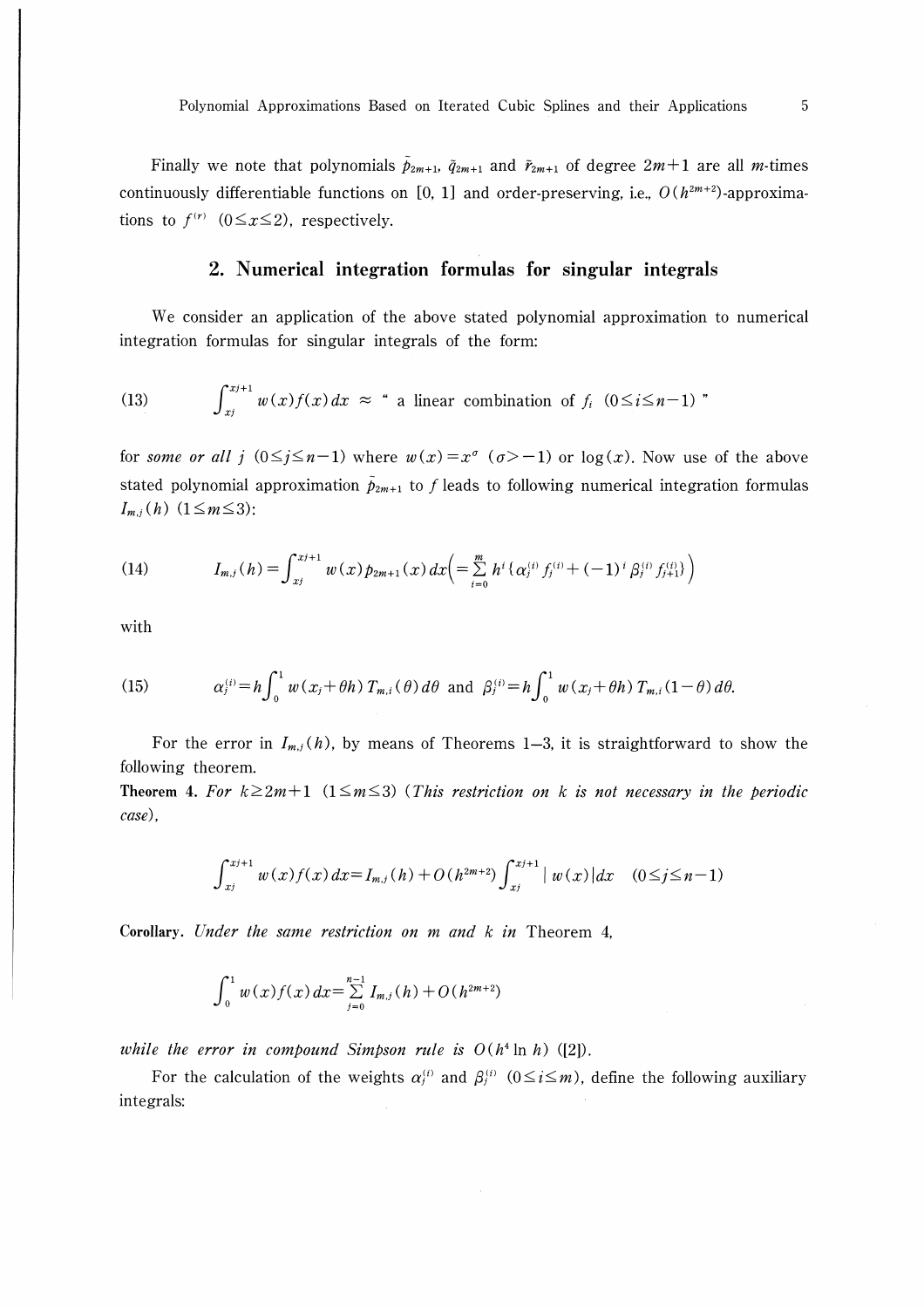Finally we note that polynomials $\tilde{p}_{2m+1}$, $\tilde{q}_{2m+1}$ and $\tilde{r}_{2m+1}$ of degree $2m+1$ are all $m$-times continuously differentiable functions on [0, 1] and order-preserving, i.e., $O(h^{2m+2})$-approximations to $f^{(r)}$ $(0 \leq x \leq 2)$, respectively.

## 2. Numerical integration formulas for singular integrals

We consider an application of the above stated polynomial approximation to numerical integration formulas for singular integrals of the form:

$$\int_{x_j}^{x_{j+1}} w(x)f(x)\,dx \approx \text{" a linear combination of } f_i \ (0 \leq i \leq n-1) \text{ "} \tag{13}$$

for *some or all* $j$ $(0 \leq j \leq n-1)$ where $w(x) = x^{\sigma}$ $(\sigma > -1)$ or $\log(x)$. Now use of the above stated polynomial approximation $\tilde{p}_{2m+1}$ to $f$ leads to following numerical integration formulas $I_{m,j}(h)$ $(1 \leq m \leq 3)$:

$$I_{m,j}(h) = \int_{x_j}^{x_{j+1}} w(x)\,p_{2m+1}(x)\,dx \left( = \sum_{i=0}^{m} h^i \{\alpha_j^{(i)} f_j^{(i)} + (-1)^i \beta_j^{(i)} f_{j+1}^{(i)}\} \right) \tag{14}$$

with

$$\alpha_j^{(i)} = h\int_0^1 w(x_j + \theta h)\,T_{m,i}(\theta)\,d\theta \text{ and } \beta_j^{(i)} = h\int_0^1 w(x_j + \theta h)\,T_{m,i}(1-\theta)\,d\theta. \tag{15}$$

For the error in $I_{m,j}(h)$, by means of Theorems 1–3, it is straightforward to show the following theorem.

**Theorem 4.** *For* $k \geq 2m+1$ $(1 \leq m \leq 3)$ (*This restriction on* $k$ *is not necessary in the periodic case*),

$$\int_{x_j}^{x_{j+1}} w(x)f(x)\,dx = I_{m,j}(h) + O(h^{2m+2})\int_{x_j}^{x_{j+1}} |w(x)|\,dx \quad (0 \leq j \leq n-1)$$

**Corollary.** *Under the same restriction on* $m$ *and* $k$ *in* Theorem 4,

$$\int_0^1 w(x)f(x)\,dx = \sum_{j=0}^{n-1} I_{m,j}(h) + O(h^{2m+2})$$

*while the error in compound Simpson rule is* $O(h^4 \ln h)$ ([2]).

For the calculation of the weights $\alpha_j^{(i)}$ and $\beta_j^{(i)}$ $(0 \leq i \leq m)$, define the following auxiliary integrals: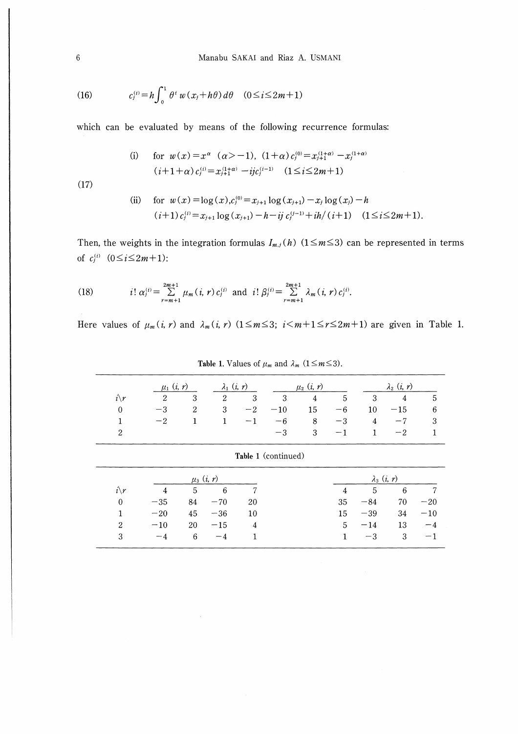$$c_j^{(i)} = h\int_0^1 \theta^i\, w(x_j + h\theta)\, d\theta \quad (0 \leq i \leq 2m+1) \tag{16}$$

which can be evaluated by means of the following recurrence formulas:

$$\begin{aligned}
&\text{(i)} \quad \text{for } w(x) = x^\alpha \ (\alpha > -1),\ (1+\alpha)\, c_j^{(0)} = x_{j+1}^{(1+\alpha)} - x_j^{(1+\alpha)} \\
&\qquad (i+1+\alpha)\, c_j^{(i)} = x_{j+1}^{(1+\alpha)} - ij c_j^{(i-1)} \quad (1 \leq i \leq 2m+1) \\
&\text{(ii)} \quad \text{for } w(x) = \log(x), c_j^{(0)} = x_{j+1}\log(x_{j+1}) - x_j \log(x_j) - h \\
&\qquad (i+1)\, c_j^{(i)} = x_{j+1}\log(x_{j+1}) - h - ij\, c_j^{(i-1)} + ih/(i+1) \quad (1 \leq i \leq 2m+1).
\end{aligned} \tag{17}$$

Then, the weights in the integration formulas $I_{m,j}(h)$ $(1 \leq m \leq 3)$ can be represented in terms of $c_j^{(i)}$ $(0 \leq i \leq 2m+1)$:

$$i!\, \alpha_j^{(i)} = \sum_{r=m+1}^{2m+1} \mu_m(i, r)\, c_j^{(i)} \quad \text{and} \quad i!\, \beta_j^{(i)} = \sum_{r=m+1}^{2m+1} \lambda_m(i, r)\, c_j^{(i)}. \tag{18}$$

Here values of $\mu_m(i, r)$ and $\lambda_m(i, r)$ $(1 \leq m \leq 3;\ i < m+1 \leq r \leq 2m+1)$ are given in Table 1.

**Table 1.** Values of $\mu_m$ and $\lambda_m$ $(1 \leq m \leq 3)$.

| | $\mu_1(i, r)$ | | $\lambda_1(i, r)$ | | $\mu_2(i, r)$ | | | $\lambda_2(i, r)$ | | |
|---|---|---|---|---|---|---|---|---|---|---|
| $i \backslash r$ | 2 | 3 | 2 | 3 | 3 | 4 | 5 | 3 | 4 | 5 |
| 0 | −3 | 2 | 3 | −2 | −10 | 15 | −6 | 10 | −15 | 6 |
| 1 | −2 | 1 | 1 | −1 | −6 | 8 | −3 | 4 | −7 | 3 |
| 2 | | | | | −3 | 3 | −1 | 1 | −2 | 1 |

**Table 1** (continued)

| | $\mu_3(i, r)$ | | | | $\lambda_3(i, r)$ | | | |
|---|---|---|---|---|---|---|---|---|
| $i \backslash r$ | 4 | 5 | 6 | 7 | 4 | 5 | 6 | 7 |
| 0 | −35 | 84 | −70 | 20 | 35 | −84 | 70 | −20 |
| 1 | −20 | 45 | −36 | 10 | 15 | −39 | 34 | −10 |
| 2 | −10 | 20 | −15 | 4 | 5 | −14 | 13 | −4 |
| 3 | −4 | 6 | −4 | 1 | 1 | −3 | 3 | −1 |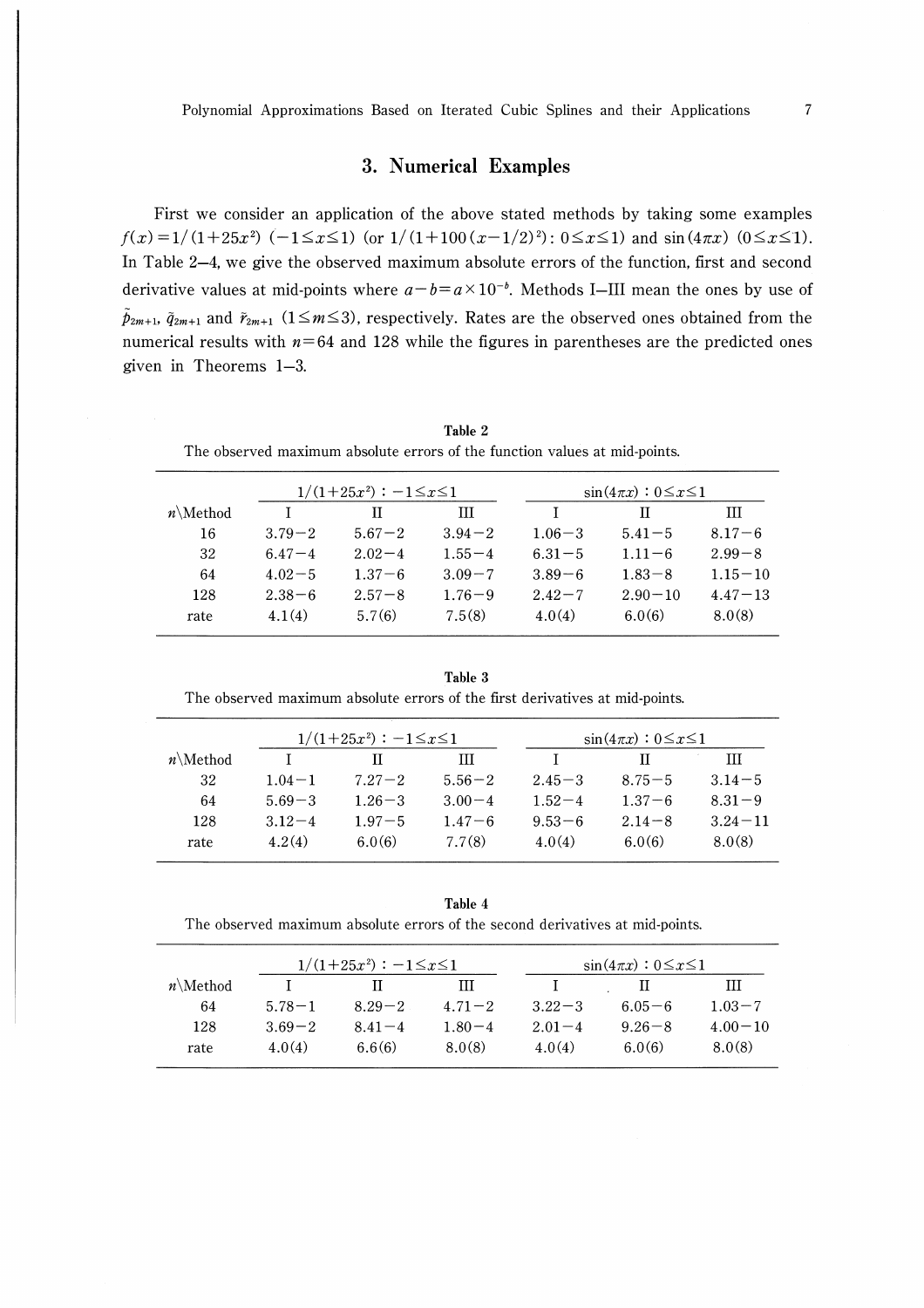## 3. Numerical Examples

First we consider an application of the above stated methods by taking some examples $f(x)=1/(1+25x^2)$ $(-1\leq x\leq 1)$ (or $1/(1+100(x-1/2)^2)$: $0\leq x\leq 1$) and $\sin(4\pi x)$ $(0\leq x\leq 1)$. In Table 2–4, we give the observed maximum absolute errors of the function, first and second derivative values at mid-points where $a-b=a\times 10^{-b}$. Methods I–III mean the ones by use of $\tilde{p}_{2m+1}$, $\tilde{q}_{2m+1}$ and $\tilde{r}_{2m+1}$ $(1\leq m\leq 3)$, respectively. Rates are the observed ones obtained from the numerical results with $n=64$ and 128 while the figures in parentheses are the predicted ones given in Theorems 1–3.

**Table 2**
The observed maximum absolute errors of the function values at mid-points.

| | $1/(1+25x^2)$ : $-1\leq x\leq 1$ | | | $\sin(4\pi x)$ : $0\leq x\leq 1$ | | |
|---|---|---|---|---|---|---|
| $n$\Method | I | II | III | I | II | III |
| 16 | 3.79−2 | 5.67−2 | 3.94−2 | 1.06−3 | 5.41−5 | 8.17−6 |
| 32 | 6.47−4 | 2.02−4 | 1.55−4 | 6.31−5 | 1.11−6 | 2.99−8 |
| 64 | 4.02−5 | 1.37−6 | 3.09−7 | 3.89−6 | 1.83−8 | 1.15−10 |
| 128 | 2.38−6 | 2.57−8 | 1.76−9 | 2.42−7 | 2.90−10 | 4.47−13 |
| rate | 4.1(4) | 5.7(6) | 7.5(8) | 4.0(4) | 6.0(6) | 8.0(8) |

**Table 3**
The observed maximum absolute errors of the first derivatives at mid-points.

| | $1/(1+25x^2)$ : $-1\leq x\leq 1$ | | | $\sin(4\pi x)$ : $0\leq x\leq 1$ | | |
|---|---|---|---|---|---|---|
| $n$\Method | I | II | III | I | II | III |
| 32 | 1.04−1 | 7.27−2 | 5.56−2 | 2.45−3 | 8.75−5 | 3.14−5 |
| 64 | 5.69−3 | 1.26−3 | 3.00−4 | 1.52−4 | 1.37−6 | 8.31−9 |
| 128 | 3.12−4 | 1.97−5 | 1.47−6 | 9.53−6 | 2.14−8 | 3.24−11 |
| rate | 4.2(4) | 6.0(6) | 7.7(8) | 4.0(4) | 6.0(6) | 8.0(8) |

**Table 4**
The observed maximum absolute errors of the second derivatives at mid-points.

| | $1/(1+25x^2)$ : $-1\leq x\leq 1$ | | | $\sin(4\pi x)$ : $0\leq x\leq 1$ | | |
|---|---|---|---|---|---|---|
| $n$\Method | I | II | III | I | II | III |
| 64 | 5.78−1 | 8.29−2 | 4.71−2 | 3.22−3 | 6.05−6 | 1.03−7 |
| 128 | 3.69−2 | 8.41−4 | 1.80−4 | 2.01−4 | 9.26−8 | 4.00−10 |
| rate | 4.0(4) | 6.6(6) | 8.0(8) | 4.0(4) | 6.0(6) | 8.0(8) |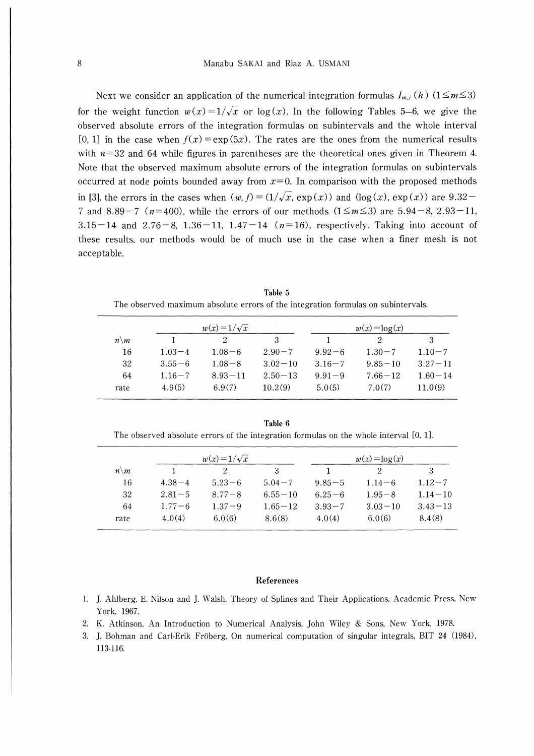Next we consider an application of the numerical integration formulas $I_{m,j}(h)$ $(1 \leq m \leq 3)$ for the weight function $w(x) = 1/\sqrt{x}$ or $\log(x)$. In the following Tables 5–6, we give the observed absolute errors of the integration formulas on subintervals and the whole interval $[0, 1]$ in the case when $f(x) = \exp(5x)$. The rates are the ones from the numerical results with $n=32$ and 64 while figures in parentheses are the theoretical ones given in Theorem 4. Note that the observed maximum absolute errors of the integration formulas on subintervals occurred at node points bounded away from $x=0$. In comparison with the proposed methods in [3], the errors in the cases when $(w, f) = (1/\sqrt{x}, \exp(x))$ and $(\log(x), \exp(x))$ are $9.32-7$ and $8.89-7$ $(n=400)$, while the errors of our methods $(1 \leq m \leq 3)$ are $5.94-8$, $2.93-11$, $3.15-14$ and $2.76-8$, $1.36-11$, $1.47-14$ $(n=16)$, respectively. Taking into account of these results, our methods would be of much use in the case when a finer mesh is not acceptable.

**Table 5**

The observed maximum absolute errors of the integration formulas on subintervals.

| | $w(x)=1/\sqrt{x}$ | | | $w(x)=\log(x)$ | | |
|---|---|---|---|---|---|---|
| $n \backslash m$ | 1 | 2 | 3 | 1 | 2 | 3 |
| 16 | $1.03-4$ | $1.08-6$ | $2.90-7$ | $9.92-6$ | $1.30-7$ | $1.10-7$ |
| 32 | $3.55-6$ | $1.08-8$ | $3.02-10$ | $3.16-7$ | $9.85-10$ | $3.27-11$ |
| 64 | $1.16-7$ | $8.93-11$ | $2.50-13$ | $9.91-9$ | $7.66-12$ | $1.60-14$ |
| rate | 4.9(5) | 6.9(7) | 10.2(9) | 5.0(5) | 7.0(7) | 11.0(9) |

**Table 6**

The observed absolute errors of the integration formulas on the whole interval $[0, 1]$.

| | $w(x)=1/\sqrt{x}$ | | | $w(x)=\log(x)$ | | |
|---|---|---|---|---|---|---|
| $n \backslash m$ | 1 | 2 | 3 | 1 | 2 | 3 |
| 16 | $4.38-4$ | $5.23-6$ | $5.04-7$ | $9.85-5$ | $1.14-6$ | $1.12-7$ |
| 32 | $2.81-5$ | $8.77-8$ | $6.55-10$ | $6.25-6$ | $1.95-8$ | $1.14-10$ |
| 64 | $1.77-6$ | $1.37-9$ | $1.65-12$ | $3.93-7$ | $3.03-10$ | $3.43-13$ |
| rate | 4.0(4) | 6.0(6) | 8.6(8) | 4.0(4) | 6.0(6) | 8.4(8) |

## References

1. J. Ahlberg, E. Nilson and J. Walsh, Theory of Splines and Their Applications, Academic Press, New York, 1967.
2. K. Atkinson, An Introduction to Numerical Analysis, John Wiley & Sons, New York, 1978.
3. J. Bohman and Carl-Erik Fröberg, On numerical computation of singular integrals, BIT **24** (1984), 113-116.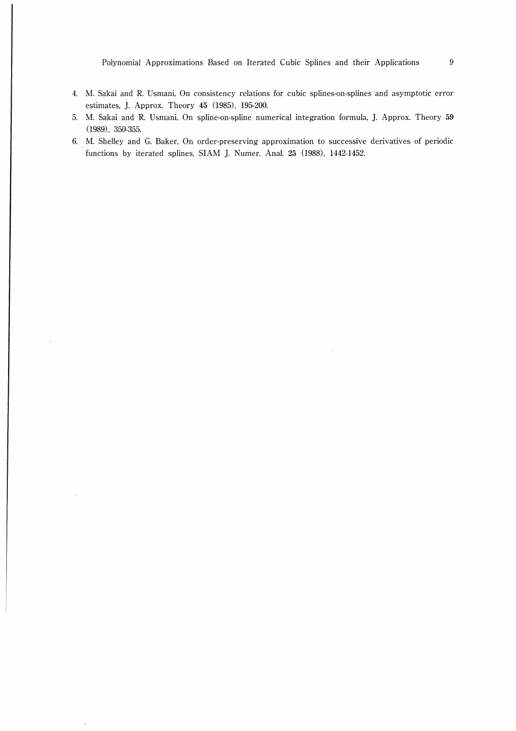4. M. Sakai and R. Usmani, On consistency relations for cubic splines-on-splines and asymptotic error estimates, J. Approx. Theory **45** (1985), 195-200.
5. M. Sakai and R. Usmani, On spline-on-spline numerical integration formula, J. Approx. Theory **59** (1989), 350-355.
6. M. Shelley and G. Baker, On order-preserving approximation to successive derivatives of periodic functions by iterated splines, SIAM J. Numer. Anal. **25** (1988), 1442-1452.